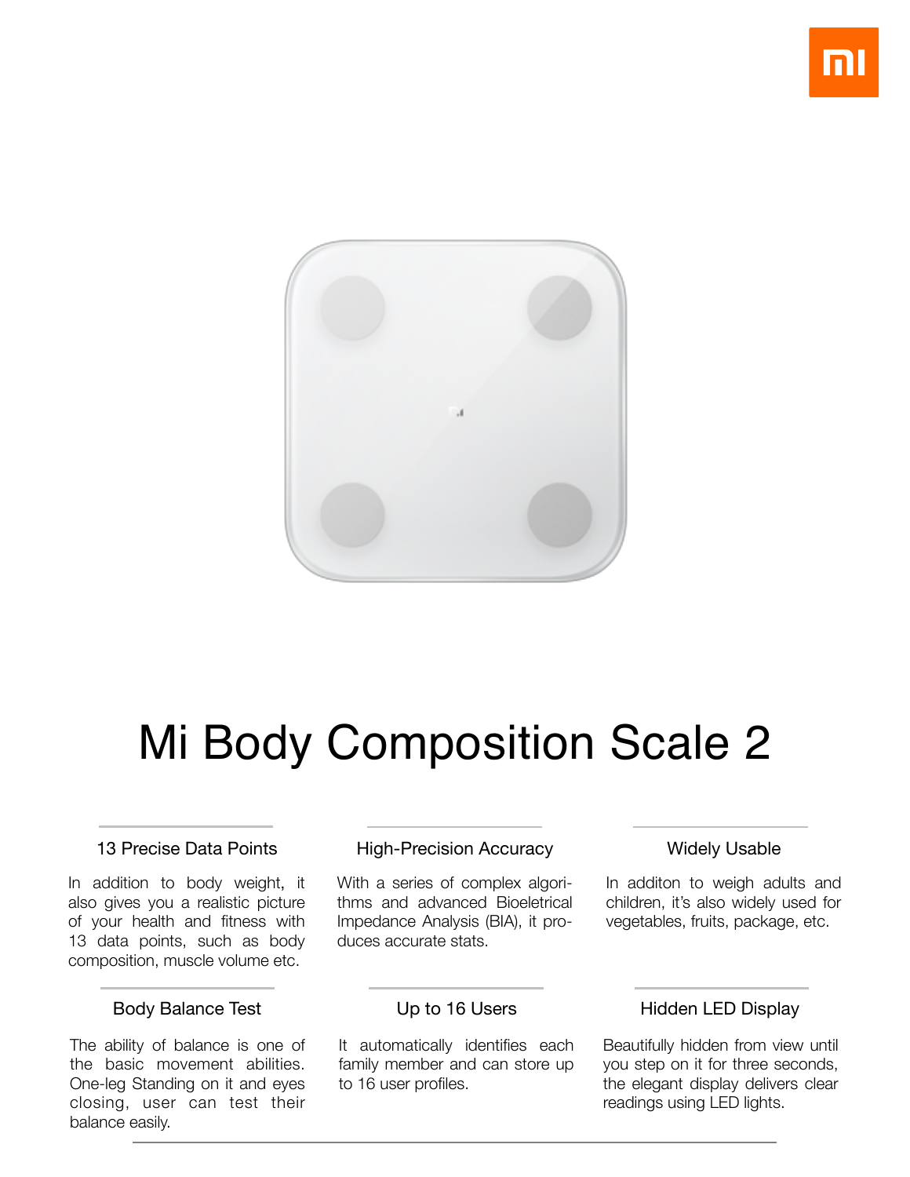# Mi Body Composition Scale 2

### 13 Precise Data Points

In addition to body weight, it also gives you a realistic picture of your health and fitness with 13 data points, such as body composition, muscle volume etc.

### High-Precision Accuracy

With a series of complex algorithms and advanced Bioeletrical Impedance Analysis (BIA), it produces accurate stats.

### Widely Usable

In additon to weigh adults and children, it's also widely used for vegetables, fruits, package, etc.

### Body Balance Test

The ability of balance is one of the basic movement abilities. One-leg Standing on it and eyes closing, user can test their balance easily.

### Up to 16 Users

It automatically identifies each family member and can store up to 16 user profiles.

### Hidden LED Display

Beautifully hidden from view until you step on it for three seconds, the elegant display delivers clear readings using LED lights.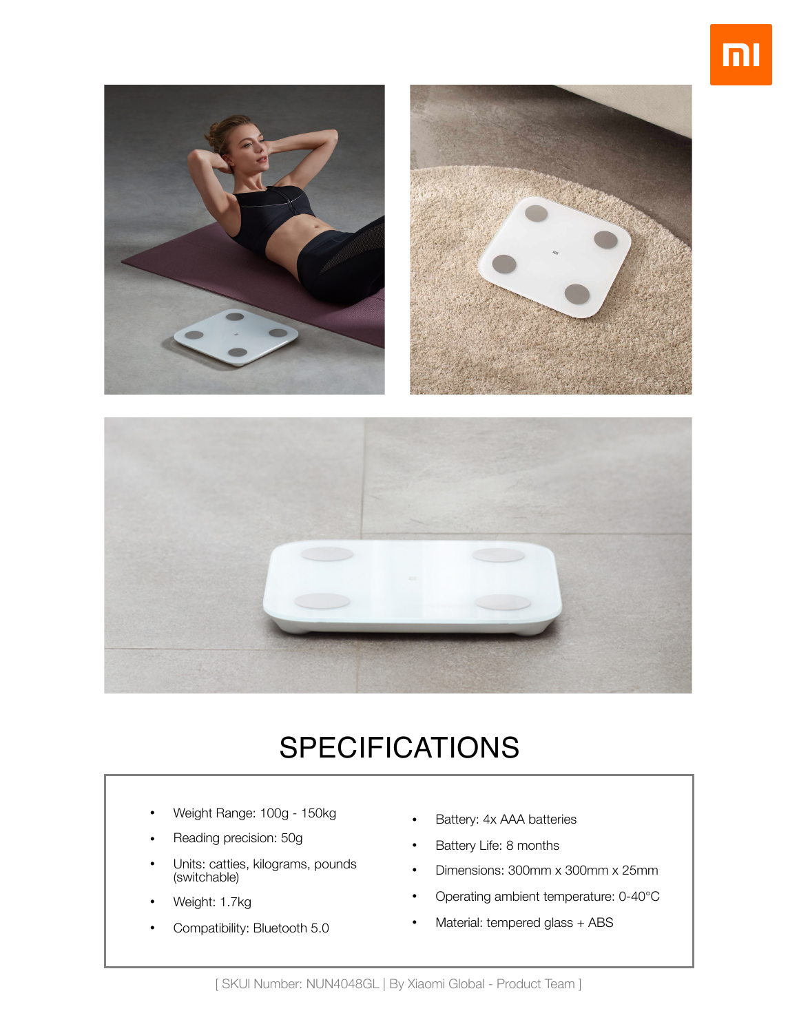# SPECIFICATIONS

- Weight Range: 100g - 150kg
- Reading precision: 50g
- Units: catties, kilograms, pounds (switchable)
- Weight: 1.7kg
- Compatibility: Bluetooth 5.0
- Battery: 4x AAA batteries
- Battery Life: 8 months
- Dimensions: 300mm x 300mm x 25mm
- Operating ambient temperature: 0-40°C
- Material: tempered glass + ABS

[ SKUI Number: NUN4048GL | By Xiaomi Global - Product Team ]